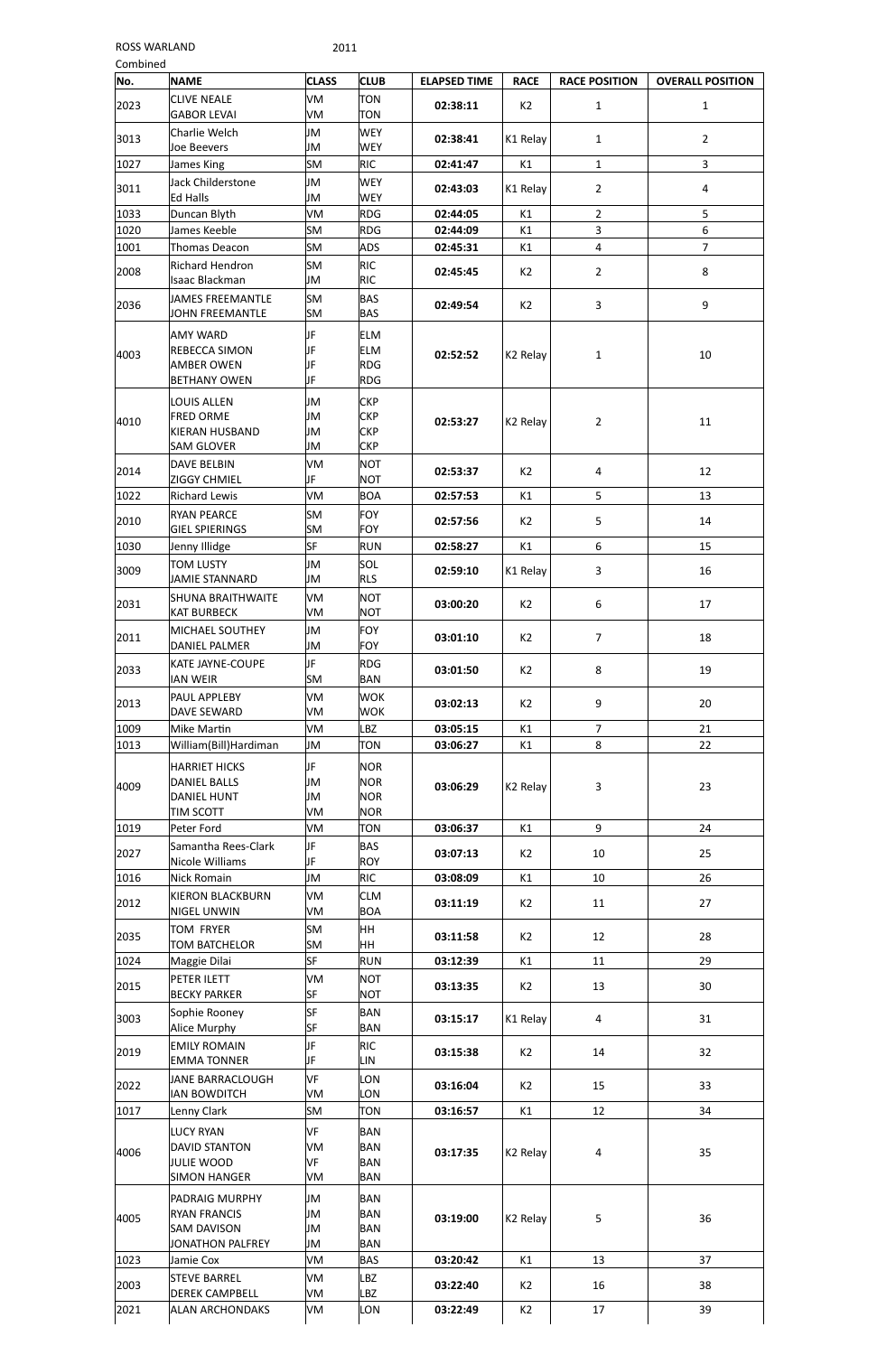ROSS WARLAND 2011

Combined

| No. | NAME | CLASS | CLUB | ELAPSED TIME | RACE | RACE POSITION | OVERALL POSITION |
|---|---|---|---|---|---|---|---|
| 2023 | CLIVE NEALE<br>GABOR LEVAI | VM<br>VM | TON<br>TON | 02:38:11 | K2 | 1 | 1 |
| 3013 | Charlie Welch<br>Joe Beevers | JM<br>JM | WEY<br>WEY | 02:38:41 | K1 Relay | 1 | 2 |
| 1027 | James King | SM | RIC | 02:41:47 | K1 | 1 | 3 |
| 3011 | Jack Childerstone<br>Ed Halls | JM<br>JM | WEY<br>WEY | 02:43:03 | K1 Relay | 2 | 4 |
| 1033 | Duncan Blyth | VM | RDG | 02:44:05 | K1 | 2 | 5 |
| 1020 | James Keeble | SM | RDG | 02:44:09 | K1 | 3 | 6 |
| 1001 | Thomas Deacon | SM | ADS | 02:45:31 | K1 | 4 | 7 |
| 2008 | Richard Hendron<br>Isaac Blackman | SM<br>JM | RIC<br>RIC | 02:45:45 | K2 | 2 | 8 |
| 2036 | JAMES FREEMANTLE<br>JOHN FREEMANTLE | SM<br>SM | BAS<br>BAS | 02:49:54 | K2 | 3 | 9 |
| 4003 | AMY WARD<br>REBECCA SIMON<br>AMBER OWEN<br>BETHANY OWEN | JF<br>JF<br>JF<br>JF | ELM<br>ELM<br>RDG<br>RDG | 02:52:52 | K2 Relay | 1 | 10 |
| 4010 | LOUIS ALLEN<br>FRED ORME<br>KIERAN HUSBAND<br>SAM GLOVER | JM<br>JM<br>JM<br>JM | CKP<br>CKP<br>CKP<br>CKP | 02:53:27 | K2 Relay | 2 | 11 |
| 2014 | DAVE BELBIN<br>ZIGGY CHMIEL | VM<br>JF | NOT<br>NOT | 02:53:37 | K2 | 4 | 12 |
| 1022 | Richard Lewis | VM | BOA | 02:57:53 | K1 | 5 | 13 |
| 2010 | RYAN PEARCE<br>GIEL SPIERINGS | SM<br>SM | FOY<br>FOY | 02:57:56 | K2 | 5 | 14 |
| 1030 | Jenny Illidge | SF | RUN | 02:58:27 | K1 | 6 | 15 |
| 3009 | TOM LUSTY<br>JAMIE STANNARD | JM<br>JM | SOL<br>RLS | 02:59:10 | K1 Relay | 3 | 16 |
| 2031 | SHUNA BRAITHWAITE<br>KAT BURBECK | VM<br>VM | NOT<br>NOT | 03:00:20 | K2 | 6 | 17 |
| 2011 | MICHAEL SOUTHEY<br>DANIEL PALMER | JM<br>JM | FOY<br>FOY | 03:01:10 | K2 | 7 | 18 |
| 2033 | KATE JAYNE-COUPE<br>IAN WEIR | JF<br>SM | RDG<br>BAN | 03:01:50 | K2 | 8 | 19 |
| 2013 | PAUL APPLEBY<br>DAVE SEWARD | VM<br>VM | WOK<br>WOK | 03:02:13 | K2 | 9 | 20 |
| 1009 | Mike Martin | VM | LBZ | 03:05:15 | K1 | 7 | 21 |
| 1013 | William(Bill)Hardiman | JM | TON | 03:06:27 | K1 | 8 | 22 |
| 4009 | HARRIET HICKS<br>DANIEL BALLS<br>DANIEL HUNT<br>TIM SCOTT | JF<br>JM<br>JM<br>VM | NOR<br>NOR<br>NOR<br>NOR | 03:06:29 | K2 Relay | 3 | 23 |
| 1019 | Peter Ford | VM | TON | 03:06:37 | K1 | 9 | 24 |
| 2027 | Samantha Rees-Clark<br>Nicole Williams | JF<br>JF | BAS<br>ROY | 03:07:13 | K2 | 10 | 25 |
| 1016 | Nick Romain | JM | RIC | 03:08:09 | K1 | 10 | 26 |
| 2012 | KIERON BLACKBURN<br>NIGEL UNWIN | VM<br>VM | CLM<br>BOA | 03:11:19 | K2 | 11 | 27 |
| 2035 | TOM FRYER<br>TOM BATCHELOR | SM<br>SM | HH<br>HH | 03:11:58 | K2 | 12 | 28 |
| 1024 | Maggie Dilai | SF | RUN | 03:12:39 | K1 | 11 | 29 |
| 2015 | PETER ILETT<br>BECKY PARKER | VM<br>SF | NOT<br>NOT | 03:13:35 | K2 | 13 | 30 |
| 3003 | Sophie Rooney<br>Alice Murphy | SF<br>SF | BAN<br>BAN | 03:15:17 | K1 Relay | 4 | 31 |
| 2019 | EMILY ROMAIN<br>EMMA TONNER | JF<br>JF | RIC<br>LIN | 03:15:38 | K2 | 14 | 32 |
| 2022 | JANE BARRACLOUGH<br>IAN BOWDITCH | VF<br>VM | LON<br>LON | 03:16:04 | K2 | 15 | 33 |
| 1017 | Lenny Clark | SM | TON | 03:16:57 | K1 | 12 | 34 |
| 4006 | LUCY RYAN<br>DAVID STANTON<br>JULIE WOOD<br>SIMON HANGER | VF<br>VM<br>VF<br>VM | BAN<br>BAN<br>BAN<br>BAN | 03:17:35 | K2 Relay | 4 | 35 |
| 4005 | PADRAIG MURPHY<br>RYAN FRANCIS<br>SAM DAVISON<br>JONATHON PALFREY | JM<br>JM<br>JM<br>JM | BAN<br>BAN<br>BAN<br>BAN | 03:19:00 | K2 Relay | 5 | 36 |
| 1023 | Jamie Cox | VM | BAS | 03:20:42 | K1 | 13 | 37 |
| 2003 | STEVE BARREL<br>DEREK CAMPBELL | VM<br>VM | LBZ<br>LBZ | 03:22:40 | K2 | 16 | 38 |
| 2021 | ALAN ARCHONDAKS | VM | LON | 03:22:49 | K2 | 17 | 39 |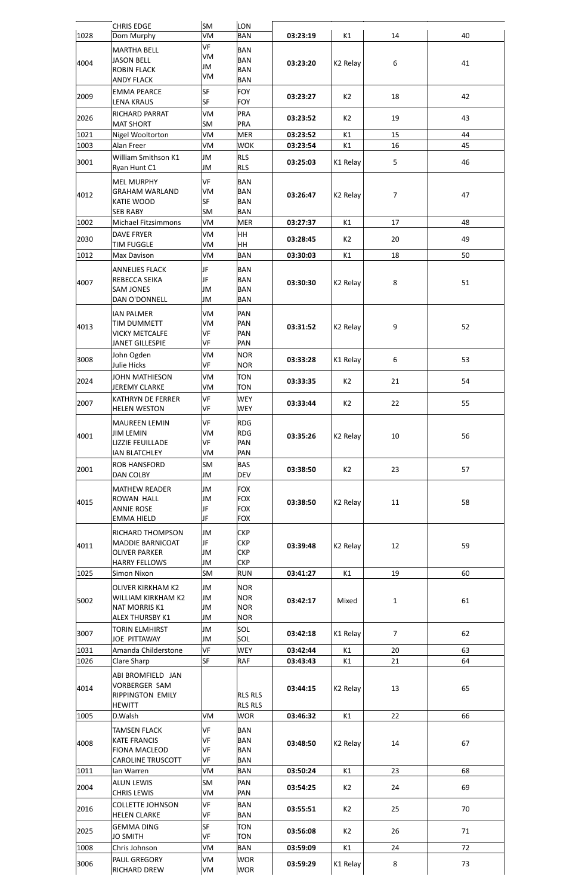| | | | | | | | |
|---|---|---|---|---|---|---|---|
| | CHRIS EDGE | SM | LON | | | | |
| 1028 | Dom Murphy | VM | BAN | 03:23:19 | K1 | 14 | 40 |
| 4004 | MARTHA BELL<br>JASON BELL<br>ROBIN FLACK<br>ANDY FLACK | VF<br>VM<br>JM<br>VM | BAN<br>BAN<br>BAN<br>BAN | 03:23:20 | K2 Relay | 6 | 41 |
| 2009 | EMMA PEARCE<br>LENA KRAUS | SF<br>SF | FOY<br>FOY | 03:23:27 | K2 | 18 | 42 |
| 2026 | RICHARD PARRAT<br>MAT SHORT | VM<br>SM | PRA<br>PRA | 03:23:52 | K2 | 19 | 43 |
| 1021 | Nigel Wooltorton | VM | MER | 03:23:52 | K1 | 15 | 44 |
| 1003 | Alan Freer | VM | WOK | 03:23:54 | K1 | 16 | 45 |
| 3001 | William Smithson K1<br>Ryan Hunt C1 | JM<br>JM | RLS<br>RLS | 03:25:03 | K1 Relay | 5 | 46 |
| 4012 | MEL MURPHY<br>GRAHAM WARLAND<br>KATIE WOOD<br>SEB RABY | VF<br>VM<br>SF<br>SM | BAN<br>BAN<br>BAN<br>BAN | 03:26:47 | K2 Relay | 7 | 47 |
| 1002 | Michael Fitzsimmons | VM | MER | 03:27:37 | K1 | 17 | 48 |
| 2030 | DAVE FRYER<br>TIM FUGGLE | VM<br>VM | HH<br>HH | 03:28:45 | K2 | 20 | 49 |
| 1012 | Max Davison | VM | BAN | 03:30:03 | K1 | 18 | 50 |
| 4007 | ANNELIES FLACK<br>REBECCA SEIKA<br>SAM JONES<br>DAN O'DONNELL | JF<br>JF<br>JM<br>JM | BAN<br>BAN<br>BAN<br>BAN | 03:30:30 | K2 Relay | 8 | 51 |
| 4013 | IAN PALMER<br>TIM DUMMETT<br>VICKY METCALFE<br>JANET GILLESPIE | VM<br>VM<br>VF<br>VF | PAN<br>PAN<br>PAN<br>PAN | 03:31:52 | K2 Relay | 9 | 52 |
| 3008 | John Ogden<br>Julie Hicks | VM<br>VF | NOR<br>NOR | 03:33:28 | K1 Relay | 6 | 53 |
| 2024 | JOHN MATHIESON<br>JEREMY CLARKE | VM<br>VM | TON<br>TON | 03:33:35 | K2 | 21 | 54 |
| 2007 | KATHRYN DE FERRER<br>HELEN WESTON | VF<br>VF | WEY<br>WEY | 03:33:44 | K2 | 22 | 55 |
| 4001 | MAUREEN LEMIN<br>JIM LEMIN<br>LIZZIE FEUILLADE<br>IAN BLATCHLEY | VF<br>VM<br>VF<br>VM | RDG<br>RDG<br>PAN<br>PAN | 03:35:26 | K2 Relay | 10 | 56 |
| 2001 | ROB HANSFORD<br>DAN COLBY | SM<br>JM | BAS<br>DEV | 03:38:50 | K2 | 23 | 57 |
| 4015 | MATHEW READER<br>ROWAN HALL<br>ANNIE ROSE<br>EMMA HIELD | JM<br>JM<br>JF<br>JF | FOX<br>FOX<br>FOX<br>FOX | 03:38:50 | K2 Relay | 11 | 58 |
| 4011 | RICHARD THOMPSON<br>MADDIE BARNICOAT<br>OLIVER PARKER<br>HARRY FELLOWS | JM<br>JF<br>JM<br>JM | CKP<br>CKP<br>CKP<br>CKP | 03:39:48 | K2 Relay | 12 | 59 |
| 1025 | Simon Nixon | SM | RUN | 03:41:27 | K1 | 19 | 60 |
| 5002 | OLIVER KIRKHAM K2<br>WILLIAM KIRKHAM K2<br>NAT MORRIS K1<br>ALEX THURSBY K1 | JM<br>JM<br>JM<br>JM | NOR<br>NOR<br>NOR<br>NOR | 03:42:17 | Mixed | 1 | 61 |
| 3007 | TORIN ELMHIRST<br>JOE PITTAWAY | JM<br>JM | SOL<br>SOL | 03:42:18 | K1 Relay | 7 | 62 |
| 1031 | Amanda Childerstone | VF | WEY | 03:42:44 | K1 | 20 | 63 |
| 1026 | Clare Sharp | SF | RAF | 03:43:43 | K1 | 21 | 64 |
| 4014 | ABI BROMFIELD JAN VORBERGER SAM RIPPINGTON EMILY HEWITT | | RLS RLS<br>RLS RLS | 03:44:15 | K2 Relay | 13 | 65 |
| 1005 | D.Walsh | VM | WOR | 03:46:32 | K1 | 22 | 66 |
| 4008 | TAMSEN FLACK<br>KATE FRANCIS<br>FIONA MACLEOD<br>CAROLINE TRUSCOTT | VF<br>VF<br>VF<br>VF | BAN<br>BAN<br>BAN<br>BAN | 03:48:50 | K2 Relay | 14 | 67 |
| 1011 | Ian Warren | VM | BAN | 03:50:24 | K1 | 23 | 68 |
| 2004 | ALUN LEWIS<br>CHRIS LEWIS | SM<br>VM | PAN<br>PAN | 03:54:25 | K2 | 24 | 69 |
| 2016 | COLLETTE JOHNSON<br>HELEN CLARKE | VF<br>VF | BAN<br>BAN | 03:55:51 | K2 | 25 | 70 |
| 2025 | GEMMA DING<br>JO SMITH | SF<br>VF | TON<br>TON | 03:56:08 | K2 | 26 | 71 |
| 1008 | Chris Johnson | VM | BAN | 03:59:09 | K1 | 24 | 72 |
| 3006 | PAUL GREGORY<br>RICHARD DREW | VM<br>VM | WOR<br>WOR | 03:59:29 | K1 Relay | 8 | 73 |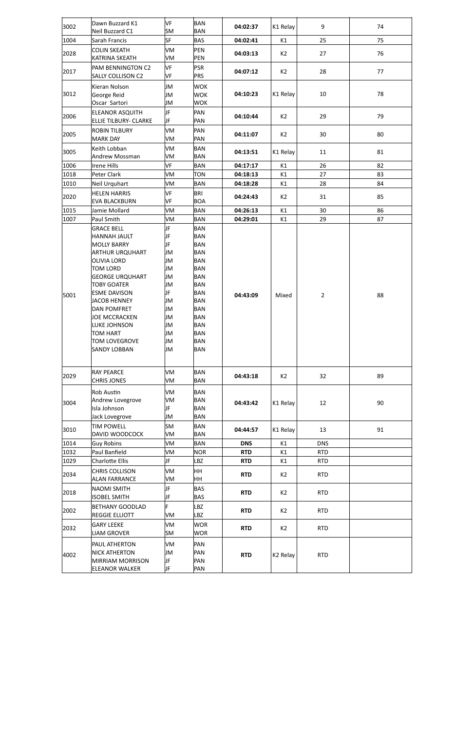| | | | | | | | |
|---|---|---|---|---|---|---|---|
| 3002 | Dawn Buzzard K1<br>Neil Buzzard C1 | VF<br>SM | BAN<br>BAN | **04:02:37** | K1 Relay | 9 | 74 |
| 1004 | Sarah Francis | SF | BAS | **04:02:41** | K1 | 25 | 75 |
| 2028 | COLIN SKEATH<br>KATRINA SKEATH | VM<br>VM | PEN<br>PEN | **04:03:13** | K2 | 27 | 76 |
| 2017 | PAM BENNINGTON C2<br>SALLY COLLISON C2 | VF<br>VF | PSR<br>PRS | **04:07:12** | K2 | 28 | 77 |
| 3012 | Kieran Nolson<br>George Reid<br>Oscar Sartori | JM<br>JM<br>JM | WOK<br>WOK<br>WOK | **04:10:23** | K1 Relay | 10 | 78 |
| 2006 | ELEANOR ASQUITH<br>ELLIE TILBURY- CLARKE | JF<br>JF | PAN<br>PAN | **04:10:44** | K2 | 29 | 79 |
| 2005 | ROBIN TILBURY<br>MARK DAY | VM<br>VM | PAN<br>PAN | **04:11:07** | K2 | 30 | 80 |
| 3005 | Keith Lobban<br>Andrew Mossman | VM<br>VM | BAN<br>BAN | **04:13:51** | K1 Relay | 11 | 81 |
| 1006 | Irene Hills | VF | BAN | **04:17:17** | K1 | 26 | 82 |
| 1018 | Peter Clark | VM | TON | **04:18:13** | K1 | 27 | 83 |
| 1010 | Neil Urquhart | VM | BAN | **04:18:28** | K1 | 28 | 84 |
| 2020 | HELEN HARRIS<br>EVA BLACKBURN | VF<br>VF | BRI<br>BOA | **04:24:43** | K2 | 31 | 85 |
| 1015 | Jamie Mollard | VM | BAN | **04:26:13** | K1 | 30 | 86 |
| 1007 | Paul Smith | VM | BAN | **04:29:01** | K1 | 29 | 87 |
| 5001 | GRACE BELL<br>HANNAH JAULT<br>MOLLY BARRY<br>ARTHUR URQUHART<br>OLIVIA LORD<br>TOM LORD<br>GEORGE URQUHART<br>TOBY GOATER<br>ESME DAVISON<br>JACOB HENNEY<br>DAN POMFRET<br>JOE MCCRACKEN<br>LUKE JOHNSON<br>TOM HART<br>TOM LOVEGROVE<br>SANDY LOBBAN | JF<br>JF<br>JF<br>JM<br>JM<br>JM<br>JM<br>JM<br>JF<br>JM<br>JM<br>JM<br>JM<br>JM<br>JM<br>JM | BAN<br>BAN<br>BAN<br>BAN<br>BAN<br>BAN<br>BAN<br>BAN<br>BAN<br>BAN<br>BAN<br>BAN<br>BAN<br>BAN<br>BAN<br>BAN | **04:43:09** | Mixed | 2 | 88 |
| 2029 | RAY PEARCE<br>CHRIS JONES | VM<br>VM | BAN<br>BAN | **04:43:18** | K2 | 32 | 89 |
| 3004 | Rob Austin<br>Andrew Lovegrove<br>Isla Johnson<br>Jack Lovegrove | VM<br>VM<br>JF<br>JM | BAN<br>BAN<br>BAN<br>BAN | **04:43:42** | K1 Relay | 12 | 90 |
| 3010 | TIM POWELL<br>DAVID WOODCOCK | SM<br>VM | BAN<br>BAN | **04:44:57** | K1 Relay | 13 | 91 |
| 1014 | Guy Robins | VM | BAN | **DNS** | K1 | DNS | |
| 1032 | Paul Banfield | VM | NOR | **RTD** | K1 | RTD | |
| 1029 | Charlotte Ellis | JF | LBZ | **RTD** | K1 | RTD | |
| 2034 | CHRIS COLLISON<br>ALAN FARRANCE | VM<br>VM | HH<br>HH | **RTD** | K2 | RTD | |
| 2018 | NAOMI SMITH<br>ISOBEL SMITH | JF<br>JF | BAS<br>BAS | **RTD** | K2 | RTD | |
| 2002 | BETHANY GOODLAD<br>REGGIE ELLIOTT | F<br>VM | LBZ<br>LBZ | **RTD** | K2 | RTD | |
| 2032 | GARY LEEKE<br>LIAM GROVER | VM<br>SM | WOR<br>WOR | **RTD** | K2 | RTD | |
| 4002 | PAUL ATHERTON<br>NICK ATHERTON<br>MIRRIAM MORRISON<br>ELEANOR WALKER | VM<br>JM<br>JF<br>JF | PAN<br>PAN<br>PAN<br>PAN | **RTD** | K2 Relay | RTD | |